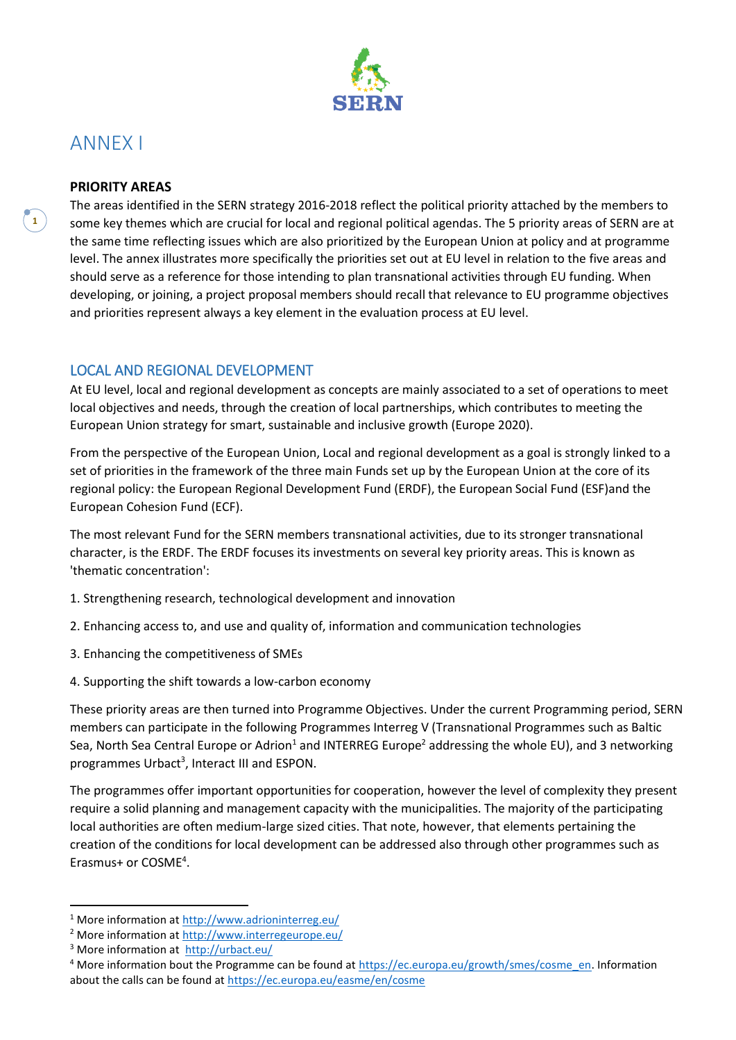# ANNEX I

**PRIORITY AREAS**

The areas identified in the SERN strategy 2016-2018 reflect the political priority attached by the members to some key themes which are crucial for local and regional political agendas. The 5 priority areas of SERN are at the same time reflecting issues which are also prioritized by the European Union at policy and at programme level. The annex illustrates more specifically the priorities set out at EU level in relation to the five areas and should serve as a reference for those intending to plan transnational activities through EU funding. When developing, or joining, a project proposal members should recall that relevance to EU programme objectives and priorities represent always a key element in the evaluation process at EU level.

## LOCAL AND REGIONAL DEVELOPMENT

At EU level, local and regional development as concepts are mainly associated to a set of operations to meet local objectives and needs, through the creation of local partnerships, which contributes to meeting the European Union strategy for smart, sustainable and inclusive growth (Europe 2020).

From the perspective of the European Union, Local and regional development as a goal is strongly linked to a set of priorities in the framework of the three main Funds set up by the European Union at the core of its regional policy: the European Regional Development Fund (ERDF), the European Social Fund (ESF)and the European Cohesion Fund (ECF).

The most relevant Fund for the SERN members transnational activities, due to its stronger transnational character, is the ERDF. The ERDF focuses its investments on several key priority areas. This is known as 'thematic concentration':

1. Strengthening research, technological development and innovation
2. Enhancing access to, and use and quality of, information and communication technologies
3. Enhancing the competitiveness of SMEs
4. Supporting the shift towards a low-carbon economy

These priority areas are then turned into Programme Objectives. Under the current Programming period, SERN members can participate in the following Programmes Interreg V (Transnational Programmes such as Baltic Sea, North Sea Central Europe or Adrion[1] and INTERREG Europe[2] addressing the whole EU), and 3 networking programmes Urbact[3], Interact III and ESPON.

The programmes offer important opportunities for cooperation, however the level of complexity they present require a solid planning and management capacity with the municipalities. The majority of the participating local authorities are often medium-large sized cities. That note, however, that elements pertaining the creation of the conditions for local development can be addressed also through other programmes such as Erasmus+ or COSME[4].

---

[1] More information at http://www.adrioninterreg.eu/

[2] More information at http://www.interregeurope.eu/

[3] More information at http://urbact.eu/

[4] More information bout the Programme can be found at https://ec.europa.eu/growth/smes/cosme_en. Information about the calls can be found at https://ec.europa.eu/easme/en/cosme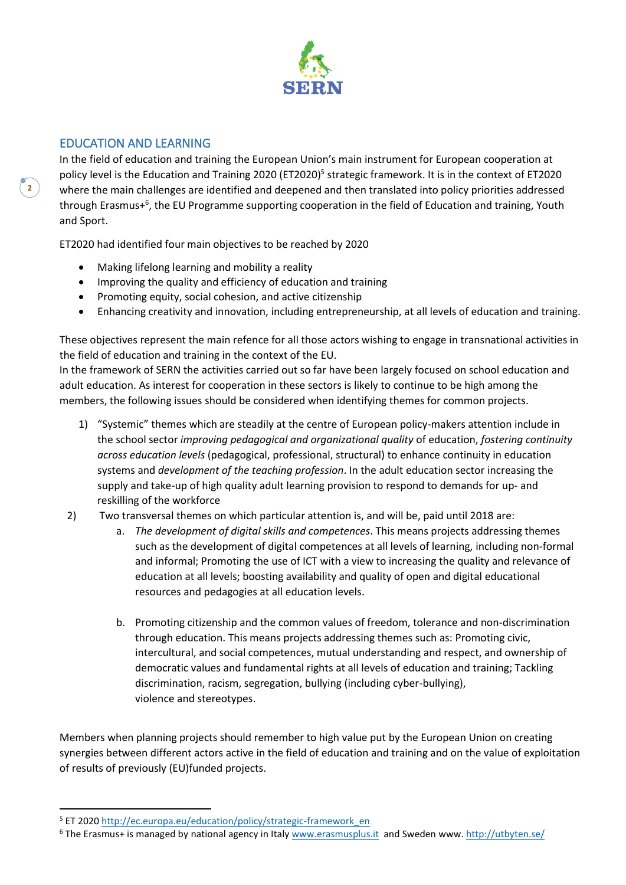## EDUCATION AND LEARNING

In the field of education and training the European Union's main instrument for European cooperation at policy level is the Education and Training 2020 (ET2020)[5] strategic framework. It is in the context of ET2020 where the main challenges are identified and deepened and then translated into policy priorities addressed through Erasmus+[6], the EU Programme supporting cooperation in the field of Education and training, Youth and Sport.

ET2020 had identified four main objectives to be reached by 2020

- Making lifelong learning and mobility a reality
- Improving the quality and efficiency of education and training
- Promoting equity, social cohesion, and active citizenship
- Enhancing creativity and innovation, including entrepreneurship, at all levels of education and training.

These objectives represent the main refence for all those actors wishing to engage in transnational activities in the field of education and training in the context of the EU.
In the framework of SERN the activities carried out so far have been largely focused on school education and adult education. As interest for cooperation in these sectors is likely to continue to be high among the members, the following issues should be considered when identifying themes for common projects.

1) "Systemic" themes which are steadily at the centre of European policy-makers attention include in the school sector *improving pedagogical and organizational quality* of education, *fostering continuity across education levels* (pedagogical, professional, structural) to enhance continuity in education systems and *development of the teaching profession*. In the adult education sector increasing the supply and take-up of high quality adult learning provision to respond to demands for up- and reskilling of the workforce
2) Two transversal themes on which particular attention is, and will be, paid until 2018 are:
   a. *The development of digital skills and competences*. This means projects addressing themes such as the development of digital competences at all levels of learning, including non-formal and informal; Promoting the use of ICT with a view to increasing the quality and relevance of education at all levels; boosting availability and quality of open and digital educational resources and pedagogies at all education levels.

   b. Promoting citizenship and the common values of freedom, tolerance and non-discrimination through education. This means projects addressing themes such as: Promoting civic, intercultural, and social competences, mutual understanding and respect, and ownership of democratic values and fundamental rights at all levels of education and training; Tackling discrimination, racism, segregation, bullying (including cyber-bullying), violence and stereotypes.

Members when planning projects should remember to high value put by the European Union on creating synergies between different actors active in the field of education and training and on the value of exploitation of results of previously (EU)funded projects.

---

[5] ET 2020 http://ec.europa.eu/education/policy/strategic-framework_en

[6] The Erasmus+ is managed by national agency in Italy www.erasmusplus.it and Sweden www. http://utbyten.se/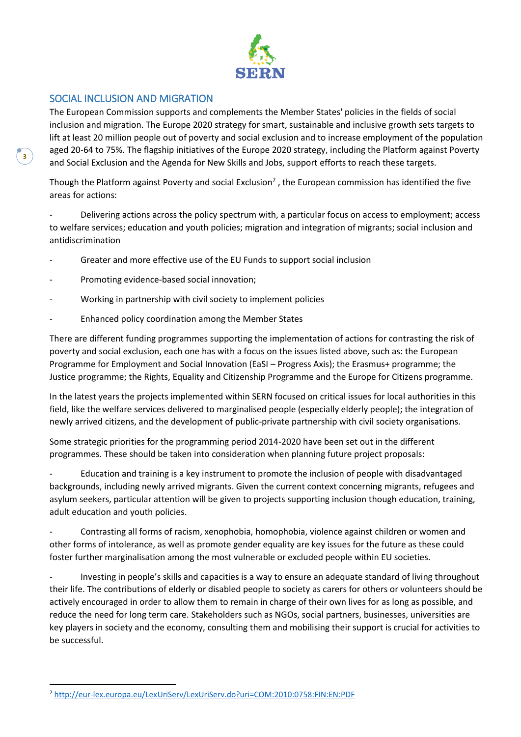## SOCIAL INCLUSION AND MIGRATION

The European Commission supports and complements the Member States' policies in the fields of social inclusion and migration. The Europe 2020 strategy for smart, sustainable and inclusive growth sets targets to lift at least 20 million people out of poverty and social exclusion and to increase employment of the population aged 20-64 to 75%. The flagship initiatives of the Europe 2020 strategy, including the Platform against Poverty and Social Exclusion and the Agenda for New Skills and Jobs, support efforts to reach these targets.

Though the Platform against Poverty and social Exclusion[7] , the European commission has identified the five areas for actions:

- Delivering actions across the policy spectrum with, a particular focus on access to employment; access to welfare services; education and youth policies; migration and integration of migrants; social inclusion and antidiscrimination
- Greater and more effective use of the EU Funds to support social inclusion
- Promoting evidence-based social innovation;
- Working in partnership with civil society to implement policies
- Enhanced policy coordination among the Member States

There are different funding programmes supporting the implementation of actions for contrasting the risk of poverty and social exclusion, each one has with a focus on the issues listed above, such as: the European Programme for Employment and Social Innovation (EaSI – Progress Axis); the Erasmus+ programme; the Justice programme; the Rights, Equality and Citizenship Programme and the Europe for Citizens programme.

In the latest years the projects implemented within SERN focused on critical issues for local authorities in this field, like the welfare services delivered to marginalised people (especially elderly people); the integration of newly arrived citizens, and the development of public-private partnership with civil society organisations.

Some strategic priorities for the programming period 2014-2020 have been set out in the different programmes. These should be taken into consideration when planning future project proposals:

- Education and training is a key instrument to promote the inclusion of people with disadvantaged backgrounds, including newly arrived migrants. Given the current context concerning migrants, refugees and asylum seekers, particular attention will be given to projects supporting inclusion though education, training, adult education and youth policies.
- Contrasting all forms of racism, xenophobia, homophobia, violence against children or women and other forms of intolerance, as well as promote gender equality are key issues for the future as these could foster further marginalisation among the most vulnerable or excluded people within EU societies.
- Investing in people's skills and capacities is a way to ensure an adequate standard of living throughout their life. The contributions of elderly or disabled people to society as carers for others or volunteers should be actively encouraged in order to allow them to remain in charge of their own lives for as long as possible, and reduce the need for long term care. Stakeholders such as NGOs, social partners, businesses, universities are key players in society and the economy, consulting them and mobilising their support is crucial for activities to be successful.

[7] http://eur-lex.europa.eu/LexUriServ/LexUriServ.do?uri=COM:2010:0758:FIN:EN:PDF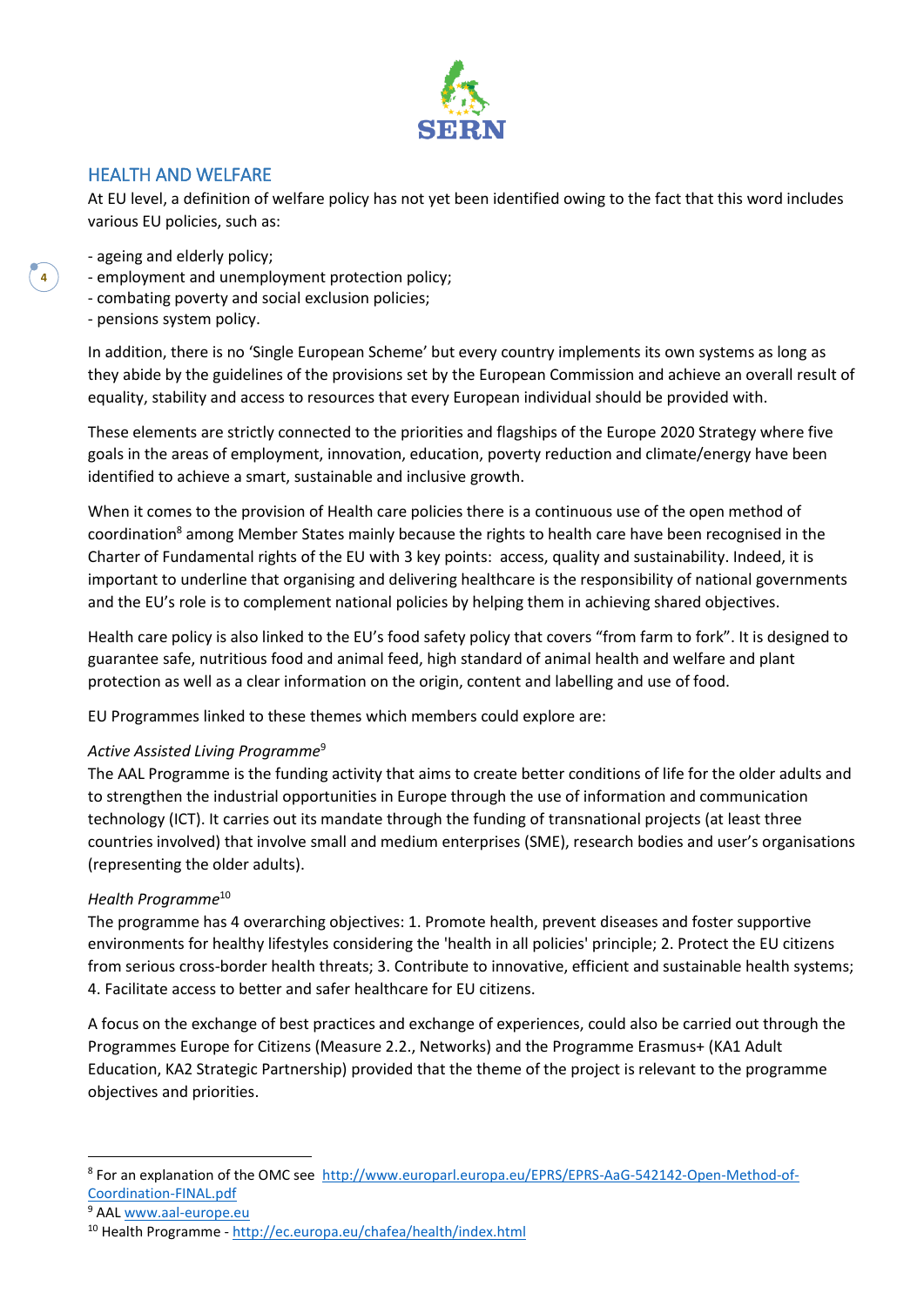## HEALTH AND WELFARE

At EU level, a definition of welfare policy has not yet been identified owing to the fact that this word includes various EU policies, such as:

- ageing and elderly policy;
- employment and unemployment protection policy;
- combating poverty and social exclusion policies;
- pensions system policy.

In addition, there is no 'Single European Scheme' but every country implements its own systems as long as they abide by the guidelines of the provisions set by the European Commission and achieve an overall result of equality, stability and access to resources that every European individual should be provided with.

These elements are strictly connected to the priorities and flagships of the Europe 2020 Strategy where five goals in the areas of employment, innovation, education, poverty reduction and climate/energy have been identified to achieve a smart, sustainable and inclusive growth.

When it comes to the provision of Health care policies there is a continuous use of the open method of coordination[8] among Member States mainly because the rights to health care have been recognised in the Charter of Fundamental rights of the EU with 3 key points: access, quality and sustainability. Indeed, it is important to underline that organising and delivering healthcare is the responsibility of national governments and the EU's role is to complement national policies by helping them in achieving shared objectives.

Health care policy is also linked to the EU's food safety policy that covers "from farm to fork". It is designed to guarantee safe, nutritious food and animal feed, high standard of animal health and welfare and plant protection as well as a clear information on the origin, content and labelling and use of food.

EU Programmes linked to these themes which members could explore are:

*Active Assisted Living Programme*[9]
The AAL Programme is the funding activity that aims to create better conditions of life for the older adults and to strengthen the industrial opportunities in Europe through the use of information and communication technology (ICT). It carries out its mandate through the funding of transnational projects (at least three countries involved) that involve small and medium enterprises (SME), research bodies and user's organisations (representing the older adults).

*Health Programme*[10]
The programme has 4 overarching objectives: 1. Promote health, prevent diseases and foster supportive environments for healthy lifestyles considering the 'health in all policies' principle; 2. Protect the EU citizens from serious cross-border health threats; 3. Contribute to innovative, efficient and sustainable health systems; 4. Facilitate access to better and safer healthcare for EU citizens.

A focus on the exchange of best practices and exchange of experiences, could also be carried out through the Programmes Europe for Citizens (Measure 2.2., Networks) and the Programme Erasmus+ (KA1 Adult Education, KA2 Strategic Partnership) provided that the theme of the project is relevant to the programme objectives and priorities.

---

[8] For an explanation of the OMC see http://www.europarl.europa.eu/EPRS/EPRS-AaG-542142-Open-Method-of-Coordination-FINAL.pdf

[9] AAL www.aal-europe.eu

[10] Health Programme - http://ec.europa.eu/chafea/health/index.html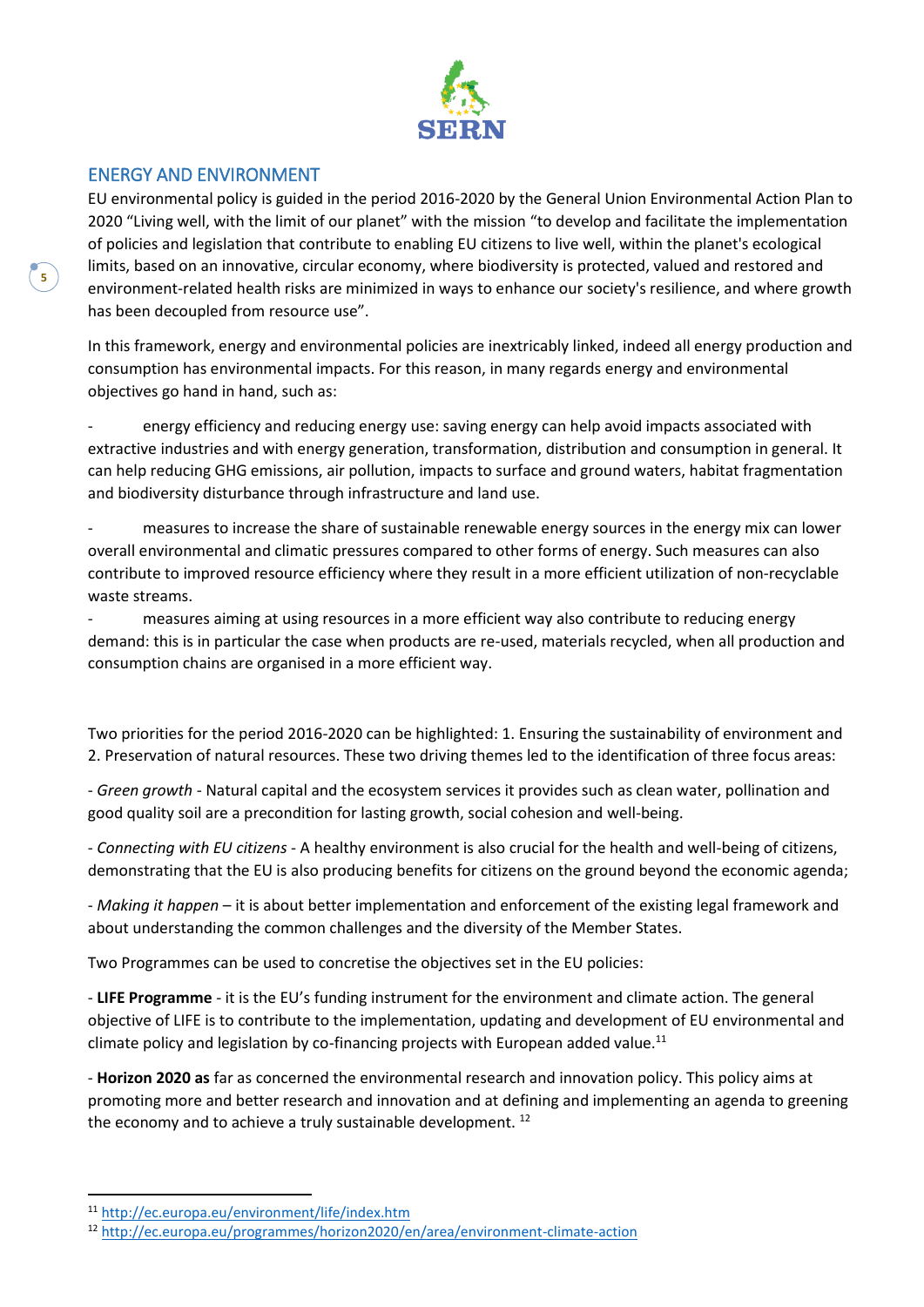## ENERGY AND ENVIRONMENT

EU environmental policy is guided in the period 2016-2020 by the General Union Environmental Action Plan to 2020 “Living well, with the limit of our planet” with the mission “to develop and facilitate the implementation of policies and legislation that contribute to enabling EU citizens to live well, within the planet's ecological limits, based on an innovative, circular economy, where biodiversity is protected, valued and restored and environment-related health risks are minimized in ways to enhance our society's resilience, and where growth has been decoupled from resource use”.

In this framework, energy and environmental policies are inextricably linked, indeed all energy production and consumption has environmental impacts. For this reason, in many regards energy and environmental objectives go hand in hand, such as:

- energy efficiency and reducing energy use: saving energy can help avoid impacts associated with extractive industries and with energy generation, transformation, distribution and consumption in general. It can help reducing GHG emissions, air pollution, impacts to surface and ground waters, habitat fragmentation and biodiversity disturbance through infrastructure and land use.
- measures to increase the share of sustainable renewable energy sources in the energy mix can lower overall environmental and climatic pressures compared to other forms of energy. Such measures can also contribute to improved resource efficiency where they result in a more efficient utilization of non-recyclable waste streams.
- measures aiming at using resources in a more efficient way also contribute to reducing energy demand: this is in particular the case when products are re-used, materials recycled, when all production and consumption chains are organised in a more efficient way.

Two priorities for the period 2016-2020 can be highlighted: 1. Ensuring the sustainability of environment and 2. Preservation of natural resources. These two driving themes led to the identification of three focus areas:

- *Green growth* - Natural capital and the ecosystem services it provides such as clean water, pollination and good quality soil are a precondition for lasting growth, social cohesion and well-being.

- *Connecting with EU citizens* - A healthy environment is also crucial for the health and well-being of citizens, demonstrating that the EU is also producing benefits for citizens on the ground beyond the economic agenda;

- *Making it happen* – it is about better implementation and enforcement of the existing legal framework and about understanding the common challenges and the diversity of the Member States.

Two Programmes can be used to concretise the objectives set in the EU policies:

- **LIFE Programme** - it is the EU’s funding instrument for the environment and climate action. The general objective of LIFE is to contribute to the implementation, updating and development of EU environmental and climate policy and legislation by co-financing projects with European added value.[11]

- **Horizon 2020 as** far as concerned the environmental research and innovation policy. This policy aims at promoting more and better research and innovation and at defining and implementing an agenda to greening the economy and to achieve a truly sustainable development. [12]

---

[11] http://ec.europa.eu/environment/life/index.htm

[12] http://ec.europa.eu/programmes/horizon2020/en/area/environment-climate-action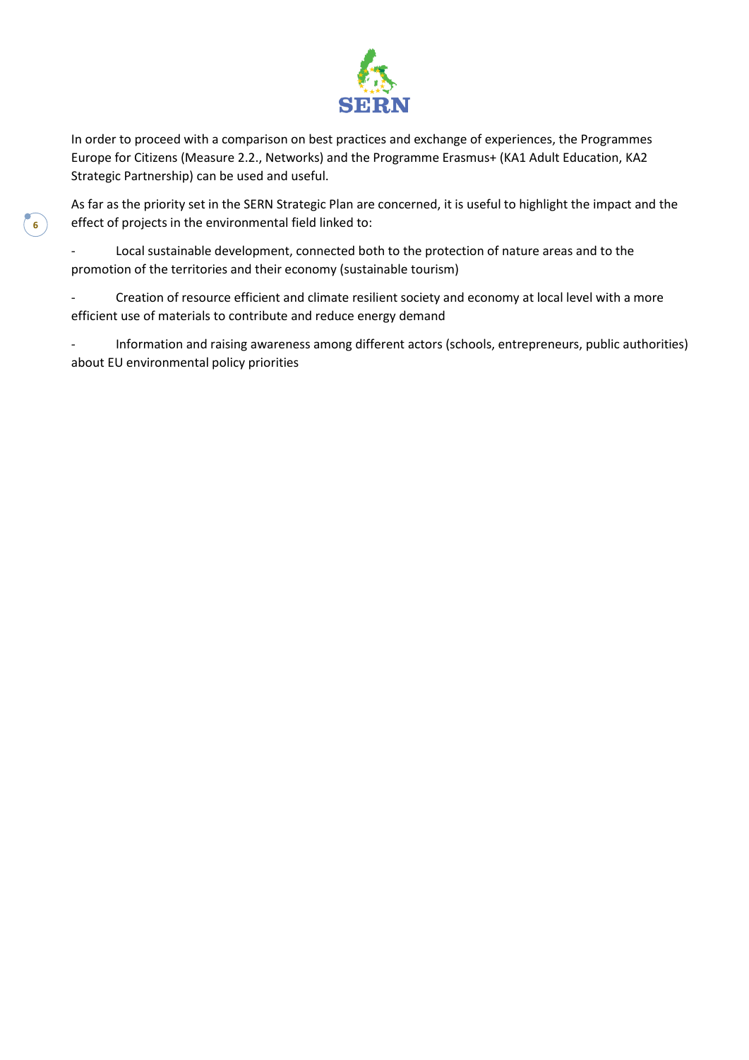In order to proceed with a comparison on best practices and exchange of experiences, the Programmes Europe for Citizens (Measure 2.2., Networks) and the Programme Erasmus+ (KA1 Adult Education, KA2 Strategic Partnership) can be used and useful.

As far as the priority set in the SERN Strategic Plan are concerned, it is useful to highlight the impact and the effect of projects in the environmental field linked to:

- Local sustainable development, connected both to the protection of nature areas and to the promotion of the territories and their economy (sustainable tourism)
- Creation of resource efficient and climate resilient society and economy at local level with a more efficient use of materials to contribute and reduce energy demand
- Information and raising awareness among different actors (schools, entrepreneurs, public authorities) about EU environmental policy priorities